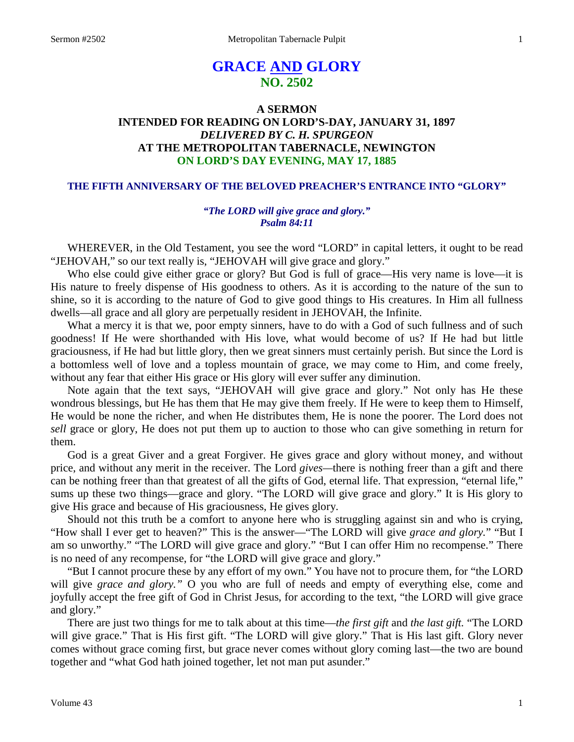# GRACE AND GLORY
## NO. 2502

### A SERMON
### INTENDED FOR READING ON LORD'S-DAY, JANUARY 31, 1897
### *DELIVERED BY C. H. SPURGEON*
### AT THE METROPOLITAN TABERNACLE, NEWINGTON
### ON LORD'S DAY EVENING, MAY 17, 1885

**THE FIFTH ANNIVERSARY OF THE BELOVED PREACHER'S ENTRANCE INTO "GLORY"**

***"The LORD will give grace and glory." Psalm 84:11***

WHEREVER, in the Old Testament, you see the word "LORD" in capital letters, it ought to be read "JEHOVAH," so our text really is, "JEHOVAH will give grace and glory."

Who else could give either grace or glory? But God is full of grace—His very name is love—it is His nature to freely dispense of His goodness to others. As it is according to the nature of the sun to shine, so it is according to the nature of God to give good things to His creatures. In Him all fullness dwells—all grace and all glory are perpetually resident in JEHOVAH, the Infinite.

What a mercy it is that we, poor empty sinners, have to do with a God of such fullness and of such goodness! If He were shorthanded with His love, what would become of us? If He had but little graciousness, if He had but little glory, then we great sinners must certainly perish. But since the Lord is a bottomless well of love and a topless mountain of grace, we may come to Him, and come freely, without any fear that either His grace or His glory will ever suffer any diminution.

Note again that the text says, "JEHOVAH will give grace and glory." Not only has He these wondrous blessings, but He has them that He may give them freely. If He were to keep them to Himself, He would be none the richer, and when He distributes them, He is none the poorer. The Lord does not *sell* grace or glory, He does not put them up to auction to those who can give something in return for them.

God is a great Giver and a great Forgiver. He gives grace and glory without money, and without price, and without any merit in the receiver. The Lord *gives*—there is nothing freer than a gift and there can be nothing freer than that greatest of all the gifts of God, eternal life. That expression, "eternal life," sums up these two things—grace and glory. "The LORD will give grace and glory." It is His glory to give His grace and because of His graciousness, He gives glory.

Should not this truth be a comfort to anyone here who is struggling against sin and who is crying, "How shall I ever get to heaven?" This is the answer—"The LORD will give *grace and glory.*" "But I am so unworthy." "The LORD will give grace and glory." "But I can offer Him no recompense." There is no need of any recompense, for "the LORD will give grace and glory."

"But I cannot procure these by any effort of my own." You have not to procure them, for "the LORD will give *grace and glory."* O you who are full of needs and empty of everything else, come and joyfully accept the free gift of God in Christ Jesus, for according to the text, "the LORD will give grace and glory."

There are just two things for me to talk about at this time—*the first gift* and *the last gift.* "The LORD will give grace." That is His first gift. "The LORD will give glory." That is His last gift. Glory never comes without grace coming first, but grace never comes without glory coming last—the two are bound together and "what God hath joined together, let not man put asunder."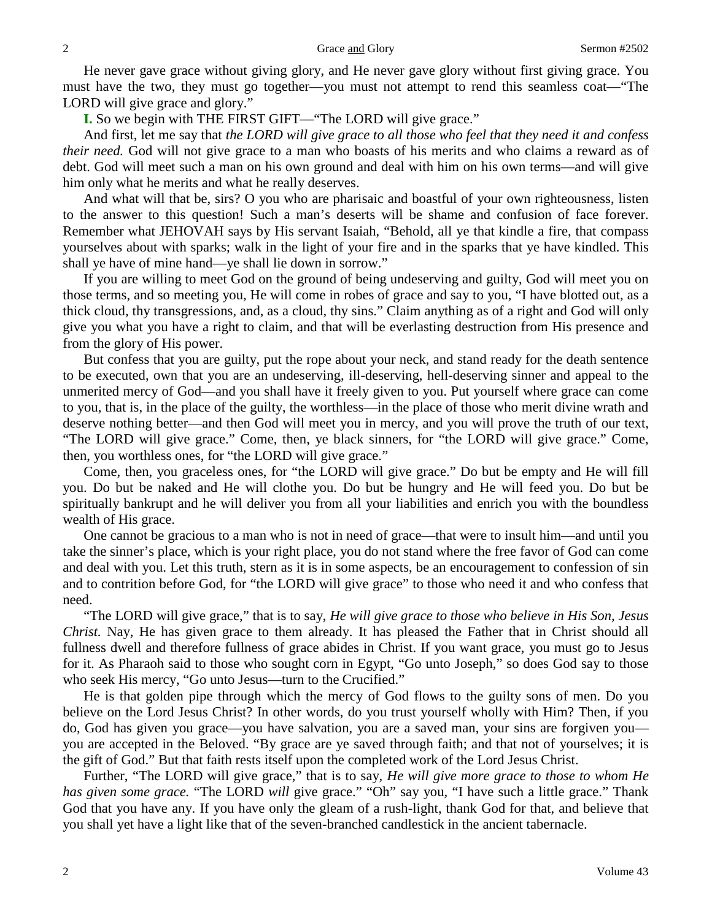He never gave grace without giving glory, and He never gave glory without first giving grace. You must have the two, they must go together—you must not attempt to rend this seamless coat—"The LORD will give grace and glory."

**I.** So we begin with THE FIRST GIFT—"The LORD will give grace."

And first, let me say that *the LORD will give grace to all those who feel that they need it and confess their need.* God will not give grace to a man who boasts of his merits and who claims a reward as of debt. God will meet such a man on his own ground and deal with him on his own terms—and will give him only what he merits and what he really deserves.

And what will that be, sirs? O you who are pharisaic and boastful of your own righteousness, listen to the answer to this question! Such a man's deserts will be shame and confusion of face forever. Remember what JEHOVAH says by His servant Isaiah, "Behold, all ye that kindle a fire, that compass yourselves about with sparks; walk in the light of your fire and in the sparks that ye have kindled. This shall ye have of mine hand—ye shall lie down in sorrow."

If you are willing to meet God on the ground of being undeserving and guilty, God will meet you on those terms, and so meeting you, He will come in robes of grace and say to you, "I have blotted out, as a thick cloud, thy transgressions, and, as a cloud, thy sins." Claim anything as of a right and God will only give you what you have a right to claim, and that will be everlasting destruction from His presence and from the glory of His power.

But confess that you are guilty, put the rope about your neck, and stand ready for the death sentence to be executed, own that you are an undeserving, ill-deserving, hell-deserving sinner and appeal to the unmerited mercy of God—and you shall have it freely given to you. Put yourself where grace can come to you, that is, in the place of the guilty, the worthless—in the place of those who merit divine wrath and deserve nothing better—and then God will meet you in mercy, and you will prove the truth of our text, "The LORD will give grace." Come, then, ye black sinners, for "the LORD will give grace." Come, then, you worthless ones, for "the LORD will give grace."

Come, then, you graceless ones, for "the LORD will give grace." Do but be empty and He will fill you. Do but be naked and He will clothe you. Do but be hungry and He will feed you. Do but be spiritually bankrupt and he will deliver you from all your liabilities and enrich you with the boundless wealth of His grace.

One cannot be gracious to a man who is not in need of grace—that were to insult him—and until you take the sinner's place, which is your right place, you do not stand where the free favor of God can come and deal with you. Let this truth, stern as it is in some aspects, be an encouragement to confession of sin and to contrition before God, for "the LORD will give grace" to those who need it and who confess that need.

"The LORD will give grace," that is to say, *He will give grace to those who believe in His Son, Jesus Christ.* Nay, He has given grace to them already. It has pleased the Father that in Christ should all fullness dwell and therefore fullness of grace abides in Christ. If you want grace, you must go to Jesus for it. As Pharaoh said to those who sought corn in Egypt, "Go unto Joseph," so does God say to those who seek His mercy, "Go unto Jesus—turn to the Crucified."

He is that golden pipe through which the mercy of God flows to the guilty sons of men. Do you believe on the Lord Jesus Christ? In other words, do you trust yourself wholly with Him? Then, if you do, God has given you grace—you have salvation, you are a saved man, your sins are forgiven you—you are accepted in the Beloved. "By grace are ye saved through faith; and that not of yourselves; it is the gift of God." But that faith rests itself upon the completed work of the Lord Jesus Christ.

Further, "The LORD will give grace," that is to say, *He will give more grace to those to whom He has given some grace.* "The LORD *will* give grace." "Oh" say you, "I have such a little grace." Thank God that you have any. If you have only the gleam of a rush-light, thank God for that, and believe that you shall yet have a light like that of the seven-branched candlestick in the ancient tabernacle.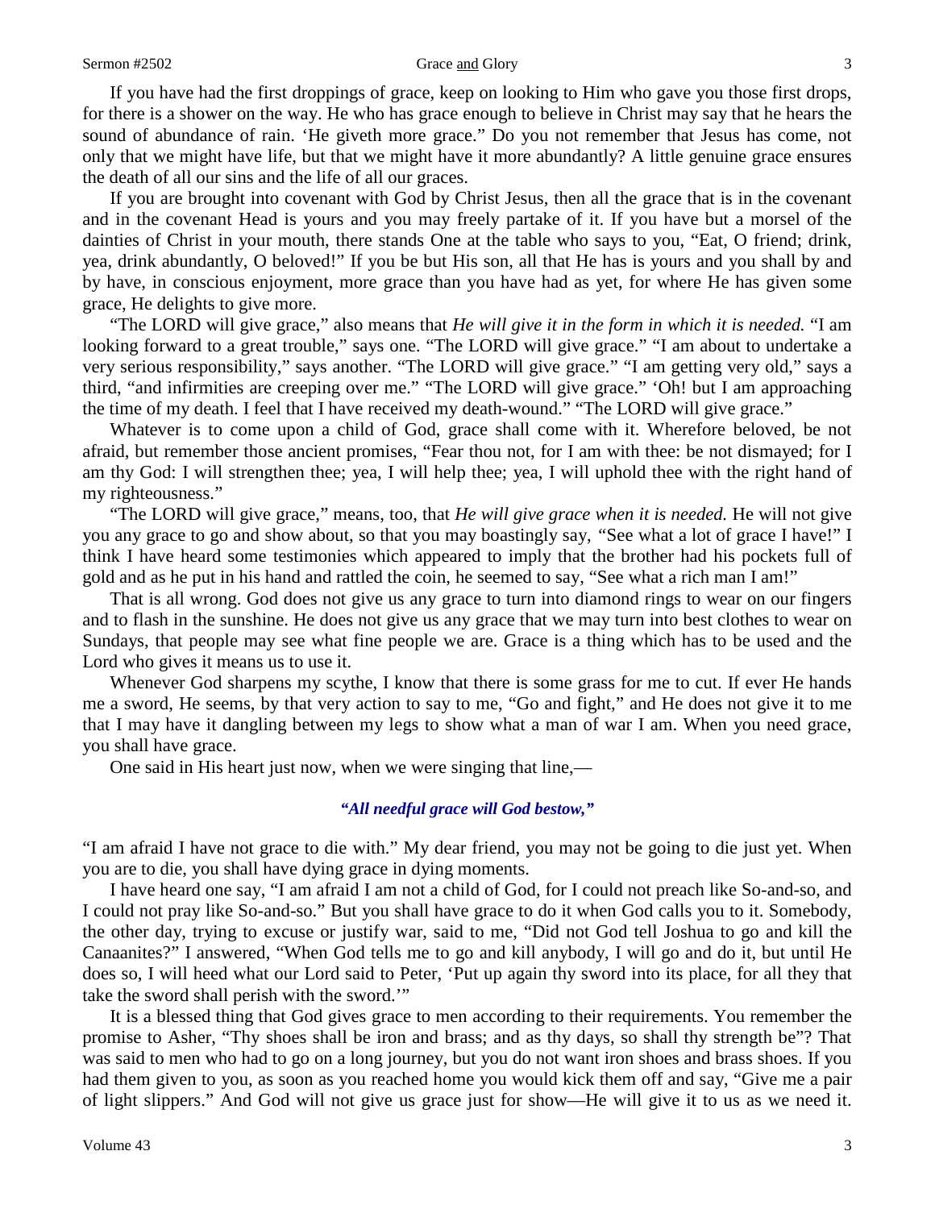If you have had the first droppings of grace, keep on looking to Him who gave you those first drops, for there is a shower on the way. He who has grace enough to believe in Christ may say that he hears the sound of abundance of rain. 'He giveth more grace." Do you not remember that Jesus has come, not only that we might have life, but that we might have it more abundantly? A little genuine grace ensures the death of all our sins and the life of all our graces.

If you are brought into covenant with God by Christ Jesus, then all the grace that is in the covenant and in the covenant Head is yours and you may freely partake of it. If you have but a morsel of the dainties of Christ in your mouth, there stands One at the table who says to you, "Eat, O friend; drink, yea, drink abundantly, O beloved!" If you be but His son, all that He has is yours and you shall by and by have, in conscious enjoyment, more grace than you have had as yet, for where He has given some grace, He delights to give more.

"The LORD will give grace," also means that *He will give it in the form in which it is needed.* "I am looking forward to a great trouble," says one. "The LORD will give grace." "I am about to undertake a very serious responsibility," says another. "The LORD will give grace." "I am getting very old," says a third, "and infirmities are creeping over me." "The LORD will give grace." 'Oh! but I am approaching the time of my death. I feel that I have received my death-wound." "The LORD will give grace."

Whatever is to come upon a child of God, grace shall come with it. Wherefore beloved, be not afraid, but remember those ancient promises, "Fear thou not, for I am with thee: be not dismayed; for I am thy God: I will strengthen thee; yea, I will help thee; yea, I will uphold thee with the right hand of my righteousness."

"The LORD will give grace," means, too, that *He will give grace when it is needed.* He will not give you any grace to go and show about, so that you may boastingly say, "See what a lot of grace I have!" I think I have heard some testimonies which appeared to imply that the brother had his pockets full of gold and as he put in his hand and rattled the coin, he seemed to say, "See what a rich man I am!"

That is all wrong. God does not give us any grace to turn into diamond rings to wear on our fingers and to flash in the sunshine. He does not give us any grace that we may turn into best clothes to wear on Sundays, that people may see what fine people we are. Grace is a thing which has to be used and the Lord who gives it means us to use it.

Whenever God sharpens my scythe, I know that there is some grass for me to cut. If ever He hands me a sword, He seems, by that very action to say to me, "Go and fight," and He does not give it to me that I may have it dangling between my legs to show what a man of war I am. When you need grace, you shall have grace.

One said in His heart just now, when we were singing that line,—

*"All needful grace will God bestow,"*

"I am afraid I have not grace to die with." My dear friend, you may not be going to die just yet. When you are to die, you shall have dying grace in dying moments.

I have heard one say, "I am afraid I am not a child of God, for I could not preach like So-and-so, and I could not pray like So-and-so." But you shall have grace to do it when God calls you to it. Somebody, the other day, trying to excuse or justify war, said to me, "Did not God tell Joshua to go and kill the Canaanites?" I answered, "When God tells me to go and kill anybody, I will go and do it, but until He does so, I will heed what our Lord said to Peter, 'Put up again thy sword into its place, for all they that take the sword shall perish with the sword.'"

It is a blessed thing that God gives grace to men according to their requirements. You remember the promise to Asher, "Thy shoes shall be iron and brass; and as thy days, so shall thy strength be"? That was said to men who had to go on a long journey, but you do not want iron shoes and brass shoes. If you had them given to you, as soon as you reached home you would kick them off and say, "Give me a pair of light slippers." And God will not give us grace just for show—He will give it to us as we need it.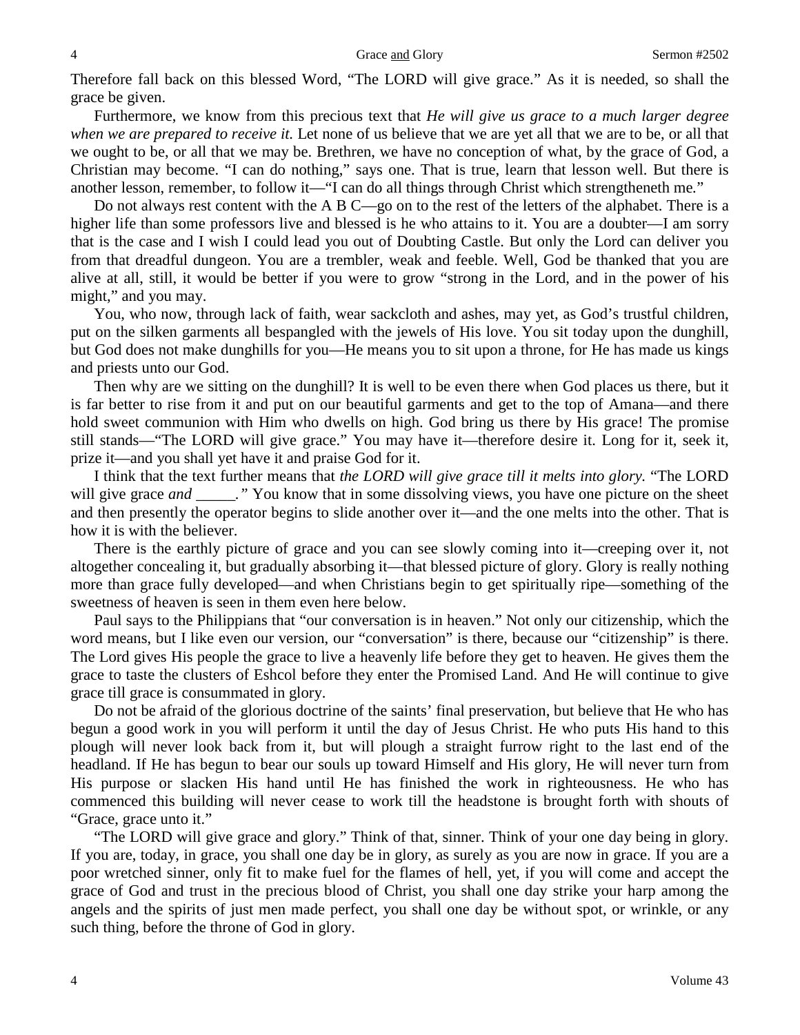Therefore fall back on this blessed Word, "The LORD will give grace." As it is needed, so shall the grace be given.

Furthermore, we know from this precious text that *He will give us grace to a much larger degree when we are prepared to receive it.* Let none of us believe that we are yet all that we are to be, or all that we ought to be, or all that we may be. Brethren, we have no conception of what, by the grace of God, a Christian may become. "I can do nothing," says one. That is true, learn that lesson well. But there is another lesson, remember, to follow it—"I can do all things through Christ which strengtheneth me."

Do not always rest content with the A B C—go on to the rest of the letters of the alphabet. There is a higher life than some professors live and blessed is he who attains to it. You are a doubter—I am sorry that is the case and I wish I could lead you out of Doubting Castle. But only the Lord can deliver you from that dreadful dungeon. You are a trembler, weak and feeble. Well, God be thanked that you are alive at all, still, it would be better if you were to grow "strong in the Lord, and in the power of his might," and you may.

You, who now, through lack of faith, wear sackcloth and ashes, may yet, as God's trustful children, put on the silken garments all bespangled with the jewels of His love. You sit today upon the dunghill, but God does not make dunghills for you—He means you to sit upon a throne, for He has made us kings and priests unto our God.

Then why are we sitting on the dunghill? It is well to be even there when God places us there, but it is far better to rise from it and put on our beautiful garments and get to the top of Amana—and there hold sweet communion with Him who dwells on high. God bring us there by His grace! The promise still stands—"The LORD will give grace." You may have it—therefore desire it. Long for it, seek it, prize it—and you shall yet have it and praise God for it.

I think that the text further means that *the LORD will give grace till it melts into glory.* "The LORD will give grace *and* _____." You know that in some dissolving views, you have one picture on the sheet and then presently the operator begins to slide another over it—and the one melts into the other. That is how it is with the believer.

There is the earthly picture of grace and you can see slowly coming into it—creeping over it, not altogether concealing it, but gradually absorbing it—that blessed picture of glory. Glory is really nothing more than grace fully developed—and when Christians begin to get spiritually ripe—something of the sweetness of heaven is seen in them even here below.

Paul says to the Philippians that "our conversation is in heaven." Not only our citizenship, which the word means, but I like even our version, our "conversation" is there, because our "citizenship" is there. The Lord gives His people the grace to live a heavenly life before they get to heaven. He gives them the grace to taste the clusters of Eshcol before they enter the Promised Land. And He will continue to give grace till grace is consummated in glory.

Do not be afraid of the glorious doctrine of the saints' final preservation, but believe that He who has begun a good work in you will perform it until the day of Jesus Christ. He who puts His hand to this plough will never look back from it, but will plough a straight furrow right to the last end of the headland. If He has begun to bear our souls up toward Himself and His glory, He will never turn from His purpose or slacken His hand until He has finished the work in righteousness. He who has commenced this building will never cease to work till the headstone is brought forth with shouts of "Grace, grace unto it."

"The LORD will give grace and glory." Think of that, sinner. Think of your one day being in glory. If you are, today, in grace, you shall one day be in glory, as surely as you are now in grace. If you are a poor wretched sinner, only fit to make fuel for the flames of hell, yet, if you will come and accept the grace of God and trust in the precious blood of Christ, you shall one day strike your harp among the angels and the spirits of just men made perfect, you shall one day be without spot, or wrinkle, or any such thing, before the throne of God in glory.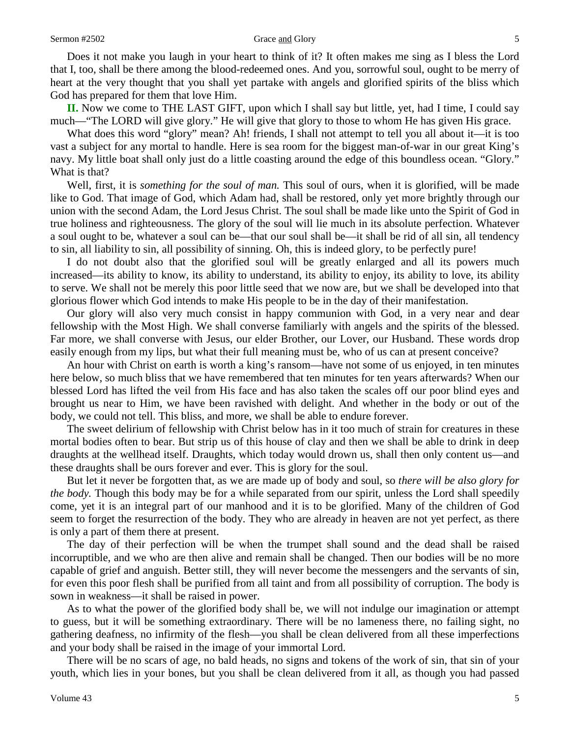Does it not make you laugh in your heart to think of it? It often makes me sing as I bless the Lord that I, too, shall be there among the blood-redeemed ones. And you, sorrowful soul, ought to be merry of heart at the very thought that you shall yet partake with angels and glorified spirits of the bliss which God has prepared for them that love Him.

**II.** Now we come to THE LAST GIFT, upon which I shall say but little, yet, had I time, I could say much—"The LORD will give glory." He will give that glory to those to whom He has given His grace.

What does this word "glory" mean? Ah! friends, I shall not attempt to tell you all about it—it is too vast a subject for any mortal to handle. Here is sea room for the biggest man-of-war in our great King's navy. My little boat shall only just do a little coasting around the edge of this boundless ocean. "Glory." What is that?

Well, first, it is *something for the soul of man.* This soul of ours, when it is glorified, will be made like to God. That image of God, which Adam had, shall be restored, only yet more brightly through our union with the second Adam, the Lord Jesus Christ. The soul shall be made like unto the Spirit of God in true holiness and righteousness. The glory of the soul will lie much in its absolute perfection. Whatever a soul ought to be, whatever a soul can be—that our soul shall be—it shall be rid of all sin, all tendency to sin, all liability to sin, all possibility of sinning. Oh, this is indeed glory, to be perfectly pure!

I do not doubt also that the glorified soul will be greatly enlarged and all its powers much increased—its ability to know, its ability to understand, its ability to enjoy, its ability to love, its ability to serve. We shall not be merely this poor little seed that we now are, but we shall be developed into that glorious flower which God intends to make His people to be in the day of their manifestation.

Our glory will also very much consist in happy communion with God, in a very near and dear fellowship with the Most High. We shall converse familiarly with angels and the spirits of the blessed. Far more, we shall converse with Jesus, our elder Brother, our Lover, our Husband. These words drop easily enough from my lips, but what their full meaning must be, who of us can at present conceive?

An hour with Christ on earth is worth a king's ransom—have not some of us enjoyed, in ten minutes here below, so much bliss that we have remembered that ten minutes for ten years afterwards? When our blessed Lord has lifted the veil from His face and has also taken the scales off our poor blind eyes and brought us near to Him, we have been ravished with delight. And whether in the body or out of the body, we could not tell. This bliss, and more, we shall be able to endure forever.

The sweet delirium of fellowship with Christ below has in it too much of strain for creatures in these mortal bodies often to bear. But strip us of this house of clay and then we shall be able to drink in deep draughts at the wellhead itself. Draughts, which today would drown us, shall then only content us—and these draughts shall be ours forever and ever. This is glory for the soul.

But let it never be forgotten that, as we are made up of body and soul, so *there will be also glory for the body.* Though this body may be for a while separated from our spirit, unless the Lord shall speedily come, yet it is an integral part of our manhood and it is to be glorified. Many of the children of God seem to forget the resurrection of the body. They who are already in heaven are not yet perfect, as there is only a part of them there at present.

The day of their perfection will be when the trumpet shall sound and the dead shall be raised incorruptible, and we who are then alive and remain shall be changed. Then our bodies will be no more capable of grief and anguish. Better still, they will never become the messengers and the servants of sin, for even this poor flesh shall be purified from all taint and from all possibility of corruption. The body is sown in weakness—it shall be raised in power.

As to what the power of the glorified body shall be, we will not indulge our imagination or attempt to guess, but it will be something extraordinary. There will be no lameness there, no failing sight, no gathering deafness, no infirmity of the flesh—you shall be clean delivered from all these imperfections and your body shall be raised in the image of your immortal Lord.

There will be no scars of age, no bald heads, no signs and tokens of the work of sin, that sin of your youth, which lies in your bones, but you shall be clean delivered from it all, as though you had passed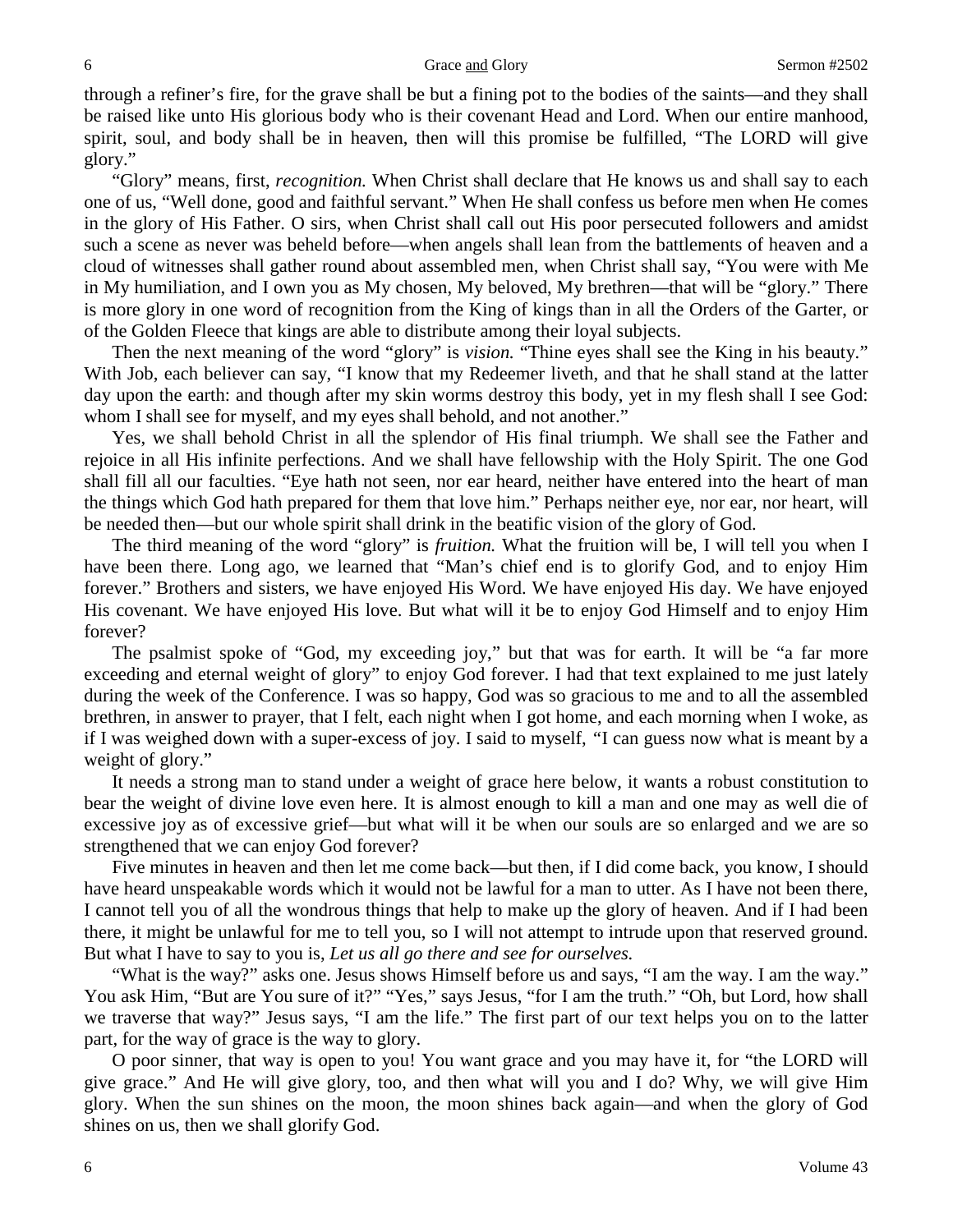through a refiner's fire, for the grave shall be but a fining pot to the bodies of the saints—and they shall be raised like unto His glorious body who is their covenant Head and Lord. When our entire manhood, spirit, soul, and body shall be in heaven, then will this promise be fulfilled, "The LORD will give glory."

"Glory" means, first, *recognition.* When Christ shall declare that He knows us and shall say to each one of us, "Well done, good and faithful servant." When He shall confess us before men when He comes in the glory of His Father. O sirs, when Christ shall call out His poor persecuted followers and amidst such a scene as never was beheld before—when angels shall lean from the battlements of heaven and a cloud of witnesses shall gather round about assembled men, when Christ shall say, "You were with Me in My humiliation, and I own you as My chosen, My beloved, My brethren—that will be "glory." There is more glory in one word of recognition from the King of kings than in all the Orders of the Garter, or of the Golden Fleece that kings are able to distribute among their loyal subjects.

Then the next meaning of the word "glory" is *vision.* "Thine eyes shall see the King in his beauty." With Job, each believer can say, "I know that my Redeemer liveth, and that he shall stand at the latter day upon the earth: and though after my skin worms destroy this body, yet in my flesh shall I see God: whom I shall see for myself, and my eyes shall behold, and not another."

Yes, we shall behold Christ in all the splendor of His final triumph. We shall see the Father and rejoice in all His infinite perfections. And we shall have fellowship with the Holy Spirit. The one God shall fill all our faculties. "Eye hath not seen, nor ear heard, neither have entered into the heart of man the things which God hath prepared for them that love him." Perhaps neither eye, nor ear, nor heart, will be needed then—but our whole spirit shall drink in the beatific vision of the glory of God.

The third meaning of the word "glory" is *fruition.* What the fruition will be, I will tell you when I have been there. Long ago, we learned that "Man's chief end is to glorify God, and to enjoy Him forever." Brothers and sisters, we have enjoyed His Word. We have enjoyed His day. We have enjoyed His covenant. We have enjoyed His love. But what will it be to enjoy God Himself and to enjoy Him forever?

The psalmist spoke of "God, my exceeding joy," but that was for earth. It will be "a far more exceeding and eternal weight of glory" to enjoy God forever. I had that text explained to me just lately during the week of the Conference. I was so happy, God was so gracious to me and to all the assembled brethren, in answer to prayer, that I felt, each night when I got home, and each morning when I woke, as if I was weighed down with a super-excess of joy. I said to myself, *"*I can guess now what is meant by a weight of glory."

It needs a strong man to stand under a weight of grace here below, it wants a robust constitution to bear the weight of divine love even here. It is almost enough to kill a man and one may as well die of excessive joy as of excessive grief—but what will it be when our souls are so enlarged and we are so strengthened that we can enjoy God forever?

Five minutes in heaven and then let me come back—but then, if I did come back, you know, I should have heard unspeakable words which it would not be lawful for a man to utter. As I have not been there, I cannot tell you of all the wondrous things that help to make up the glory of heaven. And if I had been there, it might be unlawful for me to tell you, so I will not attempt to intrude upon that reserved ground. But what I have to say to you is, *Let us all go there and see for ourselves.*

"What is the way?" asks one. Jesus shows Himself before us and says, "I am the way. I am the way." You ask Him, "But are You sure of it?" "Yes," says Jesus, "for I am the truth." "Oh, but Lord, how shall we traverse that way?" Jesus says, "I am the life." The first part of our text helps you on to the latter part, for the way of grace is the way to glory.

O poor sinner, that way is open to you! You want grace and you may have it, for "the LORD will give grace." And He will give glory, too, and then what will you and I do? Why, we will give Him glory. When the sun shines on the moon, the moon shines back again—and when the glory of God shines on us, then we shall glorify God.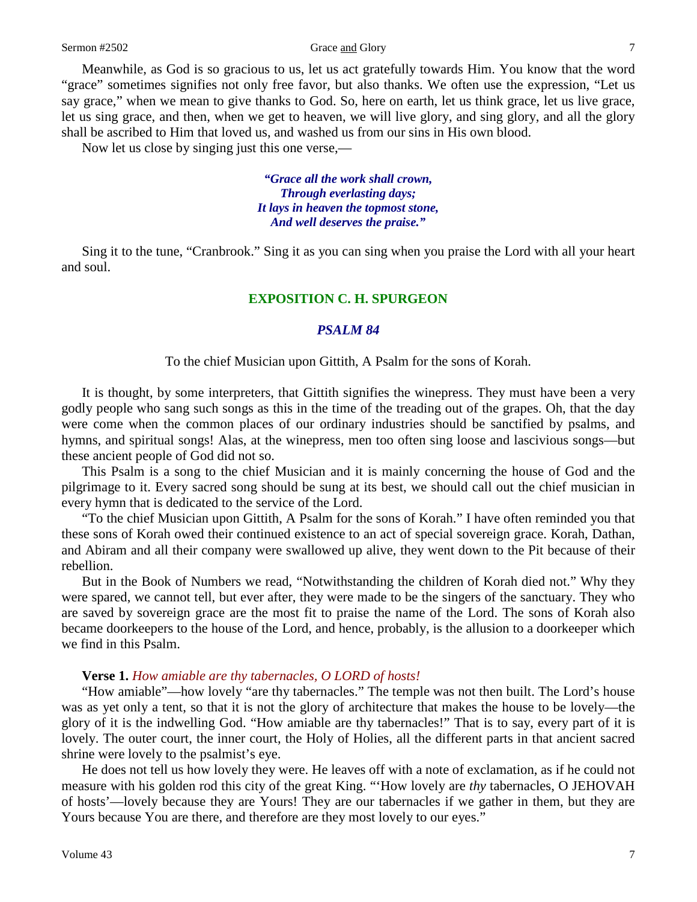Meanwhile, as God is so gracious to us, let us act gratefully towards Him. You know that the word "grace" sometimes signifies not only free favor, but also thanks. We often use the expression, "Let us say grace," when we mean to give thanks to God. So, here on earth, let us think grace, let us live grace, let us sing grace, and then, when we get to heaven, we will live glory, and sing glory, and all the glory shall be ascribed to Him that loved us, and washed us from our sins in His own blood.

Now let us close by singing just this one verse,—

> ***"Grace all the work shall crown,***
> ***Through everlasting days;***
> ***It lays in heaven the topmost stone,***
> ***And well deserves the praise."***

Sing it to the tune, "Cranbrook." Sing it as you can sing when you praise the Lord with all your heart and soul.

## EXPOSITION C. H. SPURGEON

### *PSALM 84*

To the chief Musician upon Gittith, A Psalm for the sons of Korah.

It is thought, by some interpreters, that Gittith signifies the winepress. They must have been a very godly people who sang such songs as this in the time of the treading out of the grapes. Oh, that the day were come when the common places of our ordinary industries should be sanctified by psalms, and hymns, and spiritual songs! Alas, at the winepress, men too often sing loose and lascivious songs—but these ancient people of God did not so.

This Psalm is a song to the chief Musician and it is mainly concerning the house of God and the pilgrimage to it. Every sacred song should be sung at its best, we should call out the chief musician in every hymn that is dedicated to the service of the Lord.

"To the chief Musician upon Gittith, A Psalm for the sons of Korah." I have often reminded you that these sons of Korah owed their continued existence to an act of special sovereign grace. Korah, Dathan, and Abiram and all their company were swallowed up alive, they went down to the Pit because of their rebellion.

But in the Book of Numbers we read, "Notwithstanding the children of Korah died not." Why they were spared, we cannot tell, but ever after, they were made to be the singers of the sanctuary. They who are saved by sovereign grace are the most fit to praise the name of the Lord. The sons of Korah also became doorkeepers to the house of the Lord, and hence, probably, is the allusion to a doorkeeper which we find in this Psalm.

**Verse 1.** *How amiable are thy tabernacles, O LORD of hosts!*

"How amiable"—how lovely "are thy tabernacles." The temple was not then built. The Lord's house was as yet only a tent, so that it is not the glory of architecture that makes the house to be lovely—the glory of it is the indwelling God. "How amiable are thy tabernacles!" That is to say, every part of it is lovely. The outer court, the inner court, the Holy of Holies, all the different parts in that ancient sacred shrine were lovely to the psalmist's eye.

He does not tell us how lovely they were. He leaves off with a note of exclamation, as if he could not measure with his golden rod this city of the great King. "'How lovely are *thy* tabernacles, O JEHOVAH of hosts'—lovely because they are Yours! They are our tabernacles if we gather in them, but they are Yours because You are there, and therefore are they most lovely to our eyes."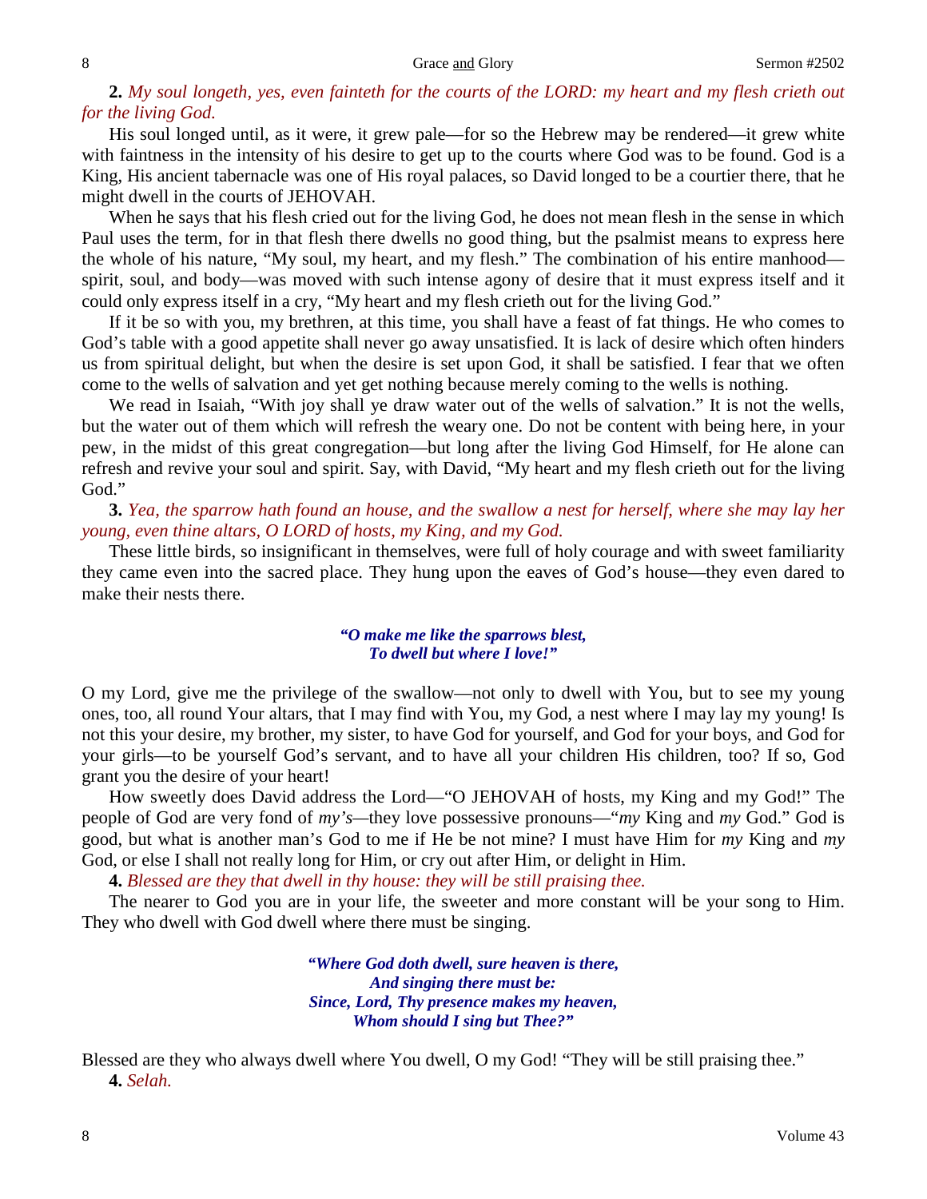**2.** *My soul longeth, yes, even fainteth for the courts of the LORD: my heart and my flesh crieth out for the living God.*

His soul longed until, as it were, it grew pale—for so the Hebrew may be rendered—it grew white with faintness in the intensity of his desire to get up to the courts where God was to be found. God is a King, His ancient tabernacle was one of His royal palaces, so David longed to be a courtier there, that he might dwell in the courts of JEHOVAH.

When he says that his flesh cried out for the living God, he does not mean flesh in the sense in which Paul uses the term, for in that flesh there dwells no good thing, but the psalmist means to express here the whole of his nature, "My soul, my heart, and my flesh." The combination of his entire manhood—spirit, soul, and body—was moved with such intense agony of desire that it must express itself and it could only express itself in a cry, "My heart and my flesh crieth out for the living God."

If it be so with you, my brethren, at this time, you shall have a feast of fat things. He who comes to God's table with a good appetite shall never go away unsatisfied. It is lack of desire which often hinders us from spiritual delight, but when the desire is set upon God, it shall be satisfied. I fear that we often come to the wells of salvation and yet get nothing because merely coming to the wells is nothing.

We read in Isaiah, "With joy shall ye draw water out of the wells of salvation." It is not the wells, but the water out of them which will refresh the weary one. Do not be content with being here, in your pew, in the midst of this great congregation—but long after the living God Himself, for He alone can refresh and revive your soul and spirit. Say, with David, "My heart and my flesh crieth out for the living God."

**3.** *Yea, the sparrow hath found an house, and the swallow a nest for herself, where she may lay her young, even thine altars, O LORD of hosts, my King, and my God.*

These little birds, so insignificant in themselves, were full of holy courage and with sweet familiarity they came even into the sacred place. They hung upon the eaves of God's house—they even dared to make their nests there.

> ***"O make me like the sparrows blest,***
> ***To dwell but where I love!"***

O my Lord, give me the privilege of the swallow—not only to dwell with You, but to see my young ones, too, all round Your altars, that I may find with You, my God, a nest where I may lay my young! Is not this your desire, my brother, my sister, to have God for yourself, and God for your boys, and God for your girls—to be yourself God's servant, and to have all your children His children, too? If so, God grant you the desire of your heart!

How sweetly does David address the Lord—"O JEHOVAH of hosts, my King and my God!" The people of God are very fond of *my's*—they love possessive pronouns—"*my* King and *my* God." God is good, but what is another man's God to me if He be not mine? I must have Him for *my* King and *my* God, or else I shall not really long for Him, or cry out after Him, or delight in Him.

**4.** *Blessed are they that dwell in thy house: they will be still praising thee.*

The nearer to God you are in your life, the sweeter and more constant will be your song to Him. They who dwell with God dwell where there must be singing.

> ***"Where God doth dwell, sure heaven is there,***
> ***And singing there must be:***
> ***Since, Lord, Thy presence makes my heaven,***
> ***Whom should I sing but Thee?"***

Blessed are they who always dwell where You dwell, O my God! "They will be still praising thee."

**4.** *Selah.*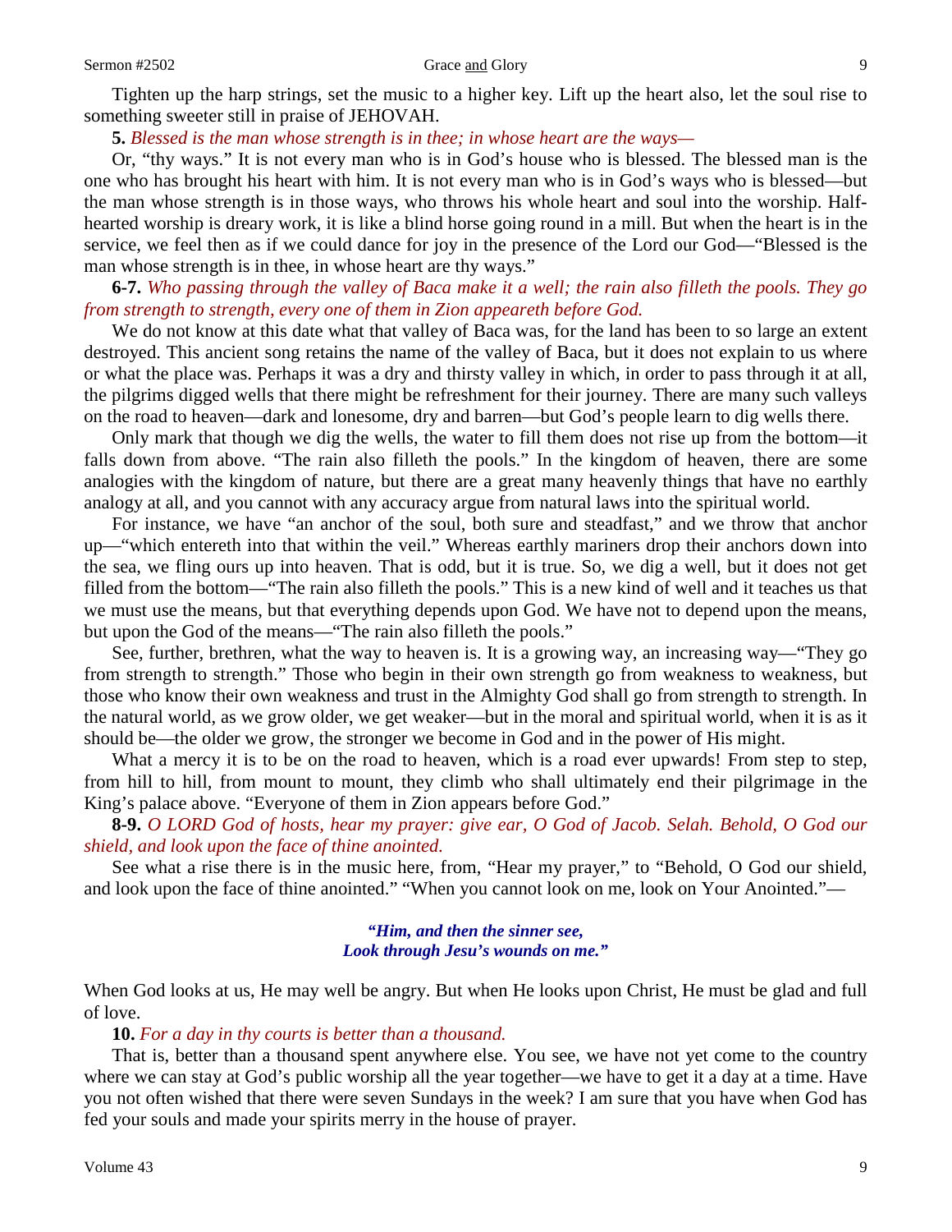Tighten up the harp strings, set the music to a higher key. Lift up the heart also, let the soul rise to something sweeter still in praise of JEHOVAH.

**5.** *Blessed is the man whose strength is in thee; in whose heart are the ways—*

Or, "thy ways." It is not every man who is in God's house who is blessed. The blessed man is the one who has brought his heart with him. It is not every man who is in God's ways who is blessed—but the man whose strength is in those ways, who throws his whole heart and soul into the worship. Half-hearted worship is dreary work, it is like a blind horse going round in a mill. But when the heart is in the service, we feel then as if we could dance for joy in the presence of the Lord our God—"Blessed is the man whose strength is in thee, in whose heart are thy ways."

**6-7.** *Who passing through the valley of Baca make it a well; the rain also filleth the pools. They go from strength to strength, every one of them in Zion appeareth before God.*

We do not know at this date what that valley of Baca was, for the land has been to so large an extent destroyed. This ancient song retains the name of the valley of Baca, but it does not explain to us where or what the place was. Perhaps it was a dry and thirsty valley in which, in order to pass through it at all, the pilgrims digged wells that there might be refreshment for their journey. There are many such valleys on the road to heaven—dark and lonesome, dry and barren—but God's people learn to dig wells there.

Only mark that though we dig the wells, the water to fill them does not rise up from the bottom—it falls down from above. "The rain also filleth the pools." In the kingdom of heaven, there are some analogies with the kingdom of nature, but there are a great many heavenly things that have no earthly analogy at all, and you cannot with any accuracy argue from natural laws into the spiritual world.

For instance, we have "an anchor of the soul, both sure and steadfast," and we throw that anchor up—"which entereth into that within the veil." Whereas earthly mariners drop their anchors down into the sea, we fling ours up into heaven. That is odd, but it is true. So, we dig a well, but it does not get filled from the bottom—"The rain also filleth the pools." This is a new kind of well and it teaches us that we must use the means, but that everything depends upon God. We have not to depend upon the means, but upon the God of the means—"The rain also filleth the pools."

See, further, brethren, what the way to heaven is. It is a growing way, an increasing way—"They go from strength to strength." Those who begin in their own strength go from weakness to weakness, but those who know their own weakness and trust in the Almighty God shall go from strength to strength. In the natural world, as we grow older, we get weaker—but in the moral and spiritual world, when it is as it should be—the older we grow, the stronger we become in God and in the power of His might.

What a mercy it is to be on the road to heaven, which is a road ever upwards! From step to step, from hill to hill, from mount to mount, they climb who shall ultimately end their pilgrimage in the King's palace above. "Everyone of them in Zion appears before God."

**8-9.** *O LORD God of hosts, hear my prayer: give ear, O God of Jacob. Selah. Behold, O God our shield, and look upon the face of thine anointed.*

See what a rise there is in the music here, from, "Hear my prayer," to "Behold, O God our shield, and look upon the face of thine anointed." "When you cannot look on me, look on Your Anointed."—

> ***"Him, and then the sinner see,***
> ***Look through Jesu's wounds on me."***

When God looks at us, He may well be angry. But when He looks upon Christ, He must be glad and full of love.

**10.** *For a day in thy courts is better than a thousand.*

That is, better than a thousand spent anywhere else. You see, we have not yet come to the country where we can stay at God's public worship all the year together—we have to get it a day at a time. Have you not often wished that there were seven Sundays in the week? I am sure that you have when God has fed your souls and made your spirits merry in the house of prayer.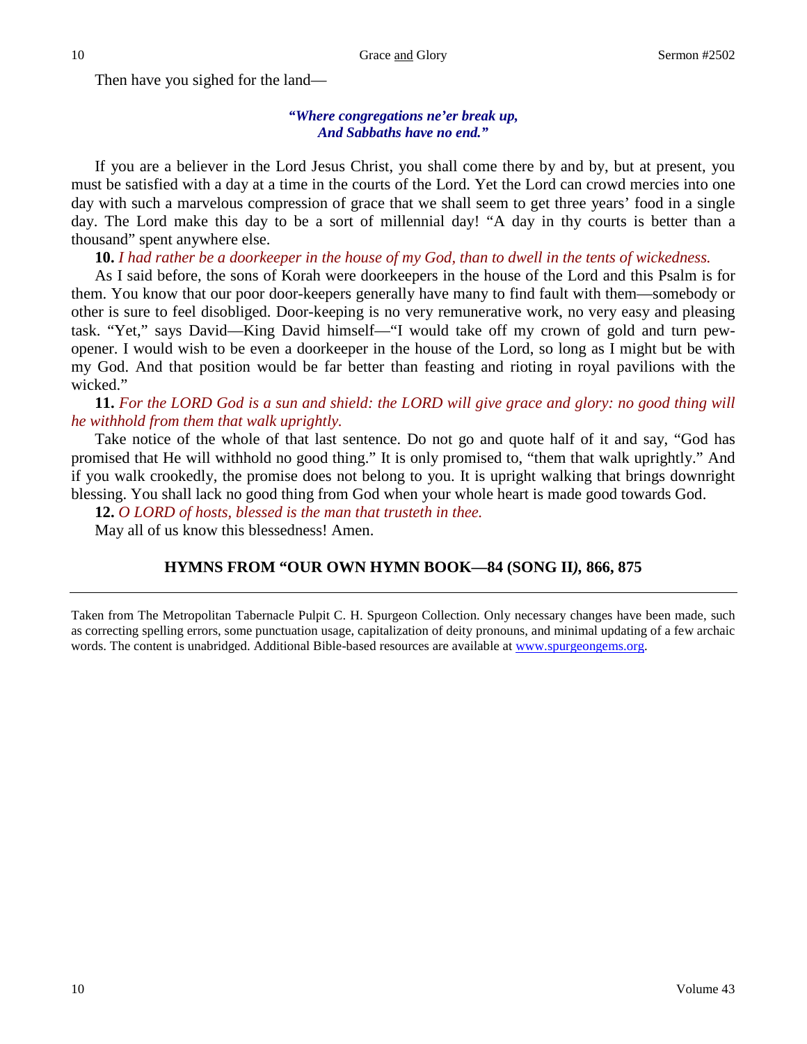Then have you sighed for the land—

***"Where congregations ne'er break up,***
***And Sabbaths have no end."***

If you are a believer in the Lord Jesus Christ, you shall come there by and by, but at present, you must be satisfied with a day at a time in the courts of the Lord. Yet the Lord can crowd mercies into one day with such a marvelous compression of grace that we shall seem to get three years' food in a single day. The Lord make this day to be a sort of millennial day! "A day in thy courts is better than a thousand" spent anywhere else.

**10.** *I had rather be a doorkeeper in the house of my God, than to dwell in the tents of wickedness.*

As I said before, the sons of Korah were doorkeepers in the house of the Lord and this Psalm is for them. You know that our poor door-keepers generally have many to find fault with them—somebody or other is sure to feel disobliged. Door-keeping is no very remunerative work, no very easy and pleasing task. "Yet," says David—King David himself—"I would take off my crown of gold and turn pew-opener. I would wish to be even a doorkeeper in the house of the Lord, so long as I might but be with my God. And that position would be far better than feasting and rioting in royal pavilions with the wicked."

**11.** *For the LORD God is a sun and shield: the LORD will give grace and glory: no good thing will he withhold from them that walk uprightly.*

Take notice of the whole of that last sentence. Do not go and quote half of it and say, "God has promised that He will withhold no good thing." It is only promised to, "them that walk uprightly." And if you walk crookedly, the promise does not belong to you. It is upright walking that brings downright blessing. You shall lack no good thing from God when your whole heart is made good towards God.

**12.** *O LORD of hosts, blessed is the man that trusteth in thee.*

May all of us know this blessedness! Amen.

**HYMNS FROM "OUR OWN HYMN BOOK—84 (SONG II), 866, 875**

---

Taken from The Metropolitan Tabernacle Pulpit C. H. Spurgeon Collection. Only necessary changes have been made, such as correcting spelling errors, some punctuation usage, capitalization of deity pronouns, and minimal updating of a few archaic words. The content is unabridged. Additional Bible-based resources are available at www.spurgeongems.org.